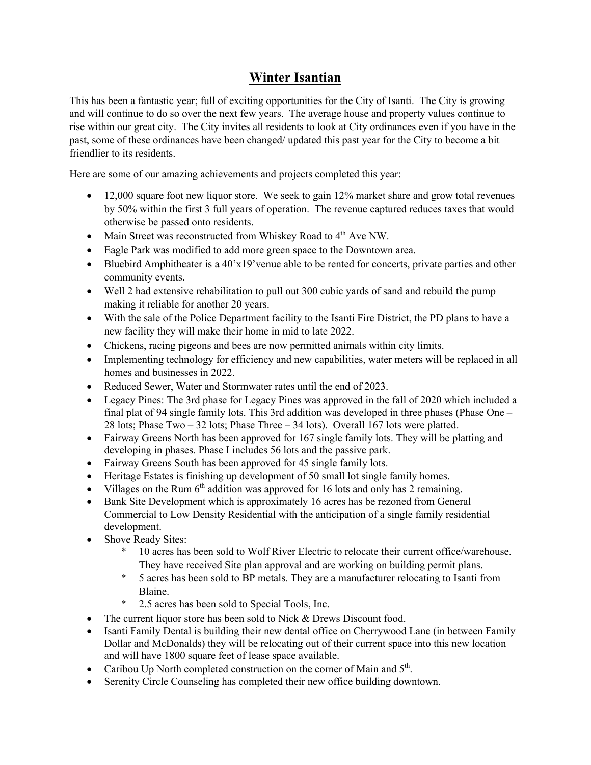# Winter Isantian

This has been a fantastic year; full of exciting opportunities for the City of Isanti. The City is growing and will continue to do so over the next few years. The average house and property values continue to rise within our great city. The City invites all residents to look at City ordinances even if you have in the past, some of these ordinances have been changed/ updated this past year for the City to become a bit friendlier to its residents.

Here are some of our amazing achievements and projects completed this year:

- 12,000 square foot new liquor store. We seek to gain 12% market share and grow total revenues by 50% within the first 3 full years of operation. The revenue captured reduces taxes that would otherwise be passed onto residents.
- Main Street was reconstructed from Whiskey Road to 4th Ave NW.
- Eagle Park was modified to add more green space to the Downtown area.
- Bluebird Amphitheater is a 40'x19'venue able to be rented for concerts, private parties and other community events.
- Well 2 had extensive rehabilitation to pull out 300 cubic yards of sand and rebuild the pump making it reliable for another 20 years.
- With the sale of the Police Department facility to the Isanti Fire District, the PD plans to have a new facility they will make their home in mid to late 2022.
- Chickens, racing pigeons and bees are now permitted animals within city limits.
- Implementing technology for efficiency and new capabilities, water meters will be replaced in all homes and businesses in 2022.
- Reduced Sewer, Water and Stormwater rates until the end of 2023.
- Legacy Pines: The 3rd phase for Legacy Pines was approved in the fall of 2020 which included a final plat of 94 single family lots. This 3rd addition was developed in three phases (Phase One – 28 lots; Phase Two – 32 lots; Phase Three – 34 lots). Overall 167 lots were platted.
- Fairway Greens North has been approved for 167 single family lots. They will be platting and developing in phases. Phase I includes 56 lots and the passive park.
- Fairway Greens South has been approved for 45 single family lots.
- Heritage Estates is finishing up development of 50 small lot single family homes.
- Villages on the Rum 6th addition was approved for 16 lots and only has 2 remaining.
- Bank Site Development which is approximately 16 acres has be rezoned from General Commercial to Low Density Residential with the anticipation of a single family residential development.
- Shove Ready Sites:
    * 10 acres has been sold to Wolf River Electric to relocate their current office/warehouse. They have received Site plan approval and are working on building permit plans.
    * 5 acres has been sold to BP metals. They are a manufacturer relocating to Isanti from Blaine.
    * 2.5 acres has been sold to Special Tools, Inc.
- The current liquor store has been sold to Nick & Drews Discount food.
- Isanti Family Dental is building their new dental office on Cherrywood Lane (in between Family Dollar and McDonalds) they will be relocating out of their current space into this new location and will have 1800 square feet of lease space available.
- Caribou Up North completed construction on the corner of Main and 5th.
- Serenity Circle Counseling has completed their new office building downtown.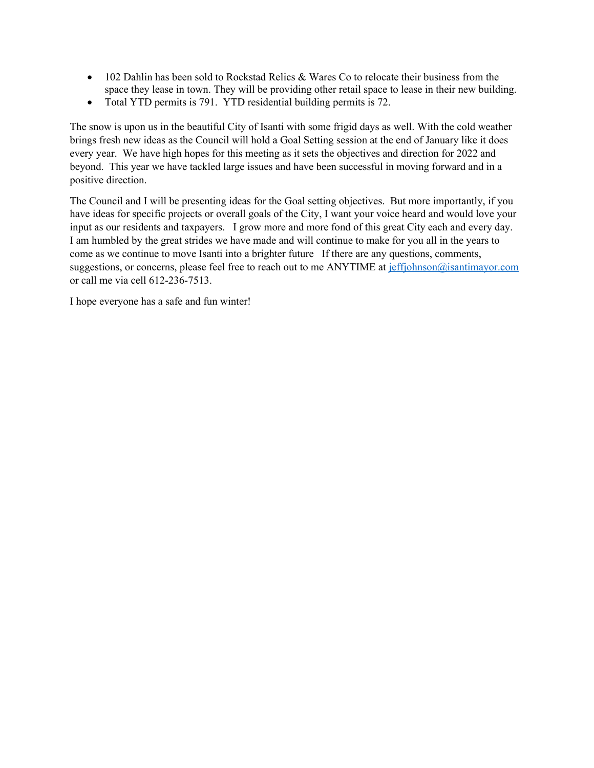- 102 Dahlin has been sold to Rockstad Relics & Wares Co to relocate their business from the space they lease in town. They will be providing other retail space to lease in their new building.
- Total YTD permits is 791. YTD residential building permits is 72.

The snow is upon us in the beautiful City of Isanti with some frigid days as well. With the cold weather brings fresh new ideas as the Council will hold a Goal Setting session at the end of January like it does every year. We have high hopes for this meeting as it sets the objectives and direction for 2022 and beyond. This year we have tackled large issues and have been successful in moving forward and in a positive direction.

The Council and I will be presenting ideas for the Goal setting objectives. But more importantly, if you have ideas for specific projects or overall goals of the City, I want your voice heard and would love your input as our residents and taxpayers. I grow more and more fond of this great City each and every day. I am humbled by the great strides we have made and will continue to make for you all in the years to come as we continue to move Isanti into a brighter future If there are any questions, comments, suggestions, or concerns, please feel free to reach out to me ANYTIME at jeffjohnson@isantimayor.com or call me via cell 612-236-7513.

I hope everyone has a safe and fun winter!